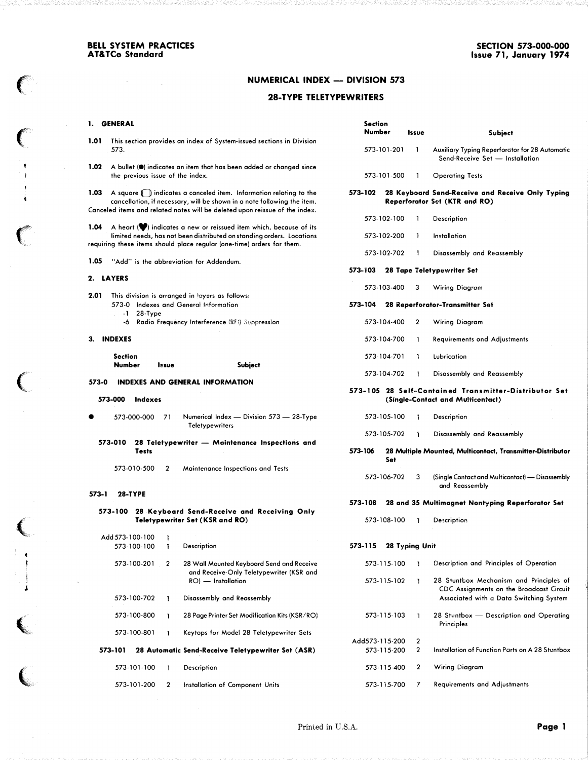# NUMERICAL INDEX — DIVISION 573

## 28-TYPE TELETYPEWRITERS

### 1. GENERAL

**1.01** This section provides an index of System-issued sections in Division 573.

**1.02** A bullet (●) indicates an item that has been added or changed since the previous issue of the index.

**1.03** A square (☐) indicates a canceled item. Information relating to the cancellation, if necessary, will be shown in a note following the item. Canceled items and related notes will be deleted upon reissue of the index.

**1.04** A heart (♥) indicates a new or reissued item which, because of its limited needs, has not been distributed on standing orders. Locations requiring these items should place regular (one-time) orders for them.

**1.05** "Add" is the abbreviation for Addendum.

### 2. LAYERS

**2.01** This division is arranged in layers as follows:

573-0 Indexes and General Information
-1 28-Type
-6 Radio Frequency Interference (RFI) Suppression

### 3. INDEXES

| Section Number | Issue | Subject |
|---|---|---|
| **573-0 INDEXES AND GENERAL INFORMATION** | | |
| **573-000 Indexes** | | |
| ● 573-000-000 | 71 | Numerical Index — Division 573 — 28-Type Teletypewriters |
| **573-010 28 Teletypewriter — Maintenance Inspections and Tests** | | |
| 573-010-500 | 2 | Maintenance Inspections and Tests |
| **573-1 28-TYPE** | | |
| **573-100 28 Keyboard Send-Receive and Receiving Only Teletypewriter Set (KSR and RO)** | | |
| Add 573-100-100 | 1 | |
| 573-100-100 | 1 | Description |
| 573-100-201 | 2 | 28 Wall Mounted Keyboard Send and Receive and Receive-Only Teletypewriter (KSR and RO) — Installation |
| 573-100-702 | 1 | Disassembly and Reassembly |
| 573-100-800 | 1 | 28 Page Printer Set Modification Kits (KSR/RO) |
| 573-100-801 | 1 | Keytops for Model 28 Teletypewriter Sets |
| **573-101 28 Automatic Send-Receive Teletypewriter Set (ASR)** | | |
| 573-101-100 | 1 | Description |
| 573-101-200 | 2 | Installation of Component Units |
| 573-101-201 | 1 | Auxiliary Typing Reperforator for 28 Automatic Send-Receive Set — Installation |
| 573-101-500 | 1 | Operating Tests |
| **573-102 28 Keyboard Send-Receive and Receive Only Typing Reperforator Set (KTR and RO)** | | |
| 573-102-100 | 1 | Description |
| 573-102-200 | 1 | Installation |
| 573-102-702 | 1 | Disassembly and Reassembly |
| **573-103 28 Tape Teletypewriter Set** | | |
| 573-103-400 | 3 | Wiring Diagram |
| **573-104 28 Reperforator-Transmitter Set** | | |
| 573-104-400 | 2 | Wiring Diagram |
| 573-104-700 | 1 | Requirements and Adjustments |
| 573-104-701 | 1 | Lubrication |
| 573-104-702 | 1 | Disassembly and Reassembly |
| **573-105 28 Self-Contained Transmitter-Distributor Set (Single-Contact and Multicontact)** | | |
| 573-105-100 | 1 | Description |
| 573-105-702 | 1 | Disassembly and Reassembly |
| **573-106 28 Multiple Mounted, Multicontact, Transmitter-Distributor Set** | | |
| 573-106-702 | 3 | (Single Contact and Multicontact) — Disassembly and Reassembly |
| **573-108 28 and 35 Multimagnet Nontyping Reperforator Set** | | |
| 573-108-100 | 1 | Description |
| **573-115 28 Typing Unit** | | |
| 573-115-100 | 1 | Description and Principles of Operation |
| 573-115-102 | 1 | 28 Stuntbox Mechanism and Principles of CDC Assignments on the Broadcast Circuit Associated with a Data Switching System |
| 573-115-103 | 1 | 28 Stuntbox — Description and Operating Principles |
| Add573-115-200 | 2 | |
| 573-115-200 | 2 | Installation of Function Parts on A 28 Stuntbox |
| 573-115-400 | 2 | Wiring Diagram |
| 573-115-700 | 7 | Requirements and Adjustments |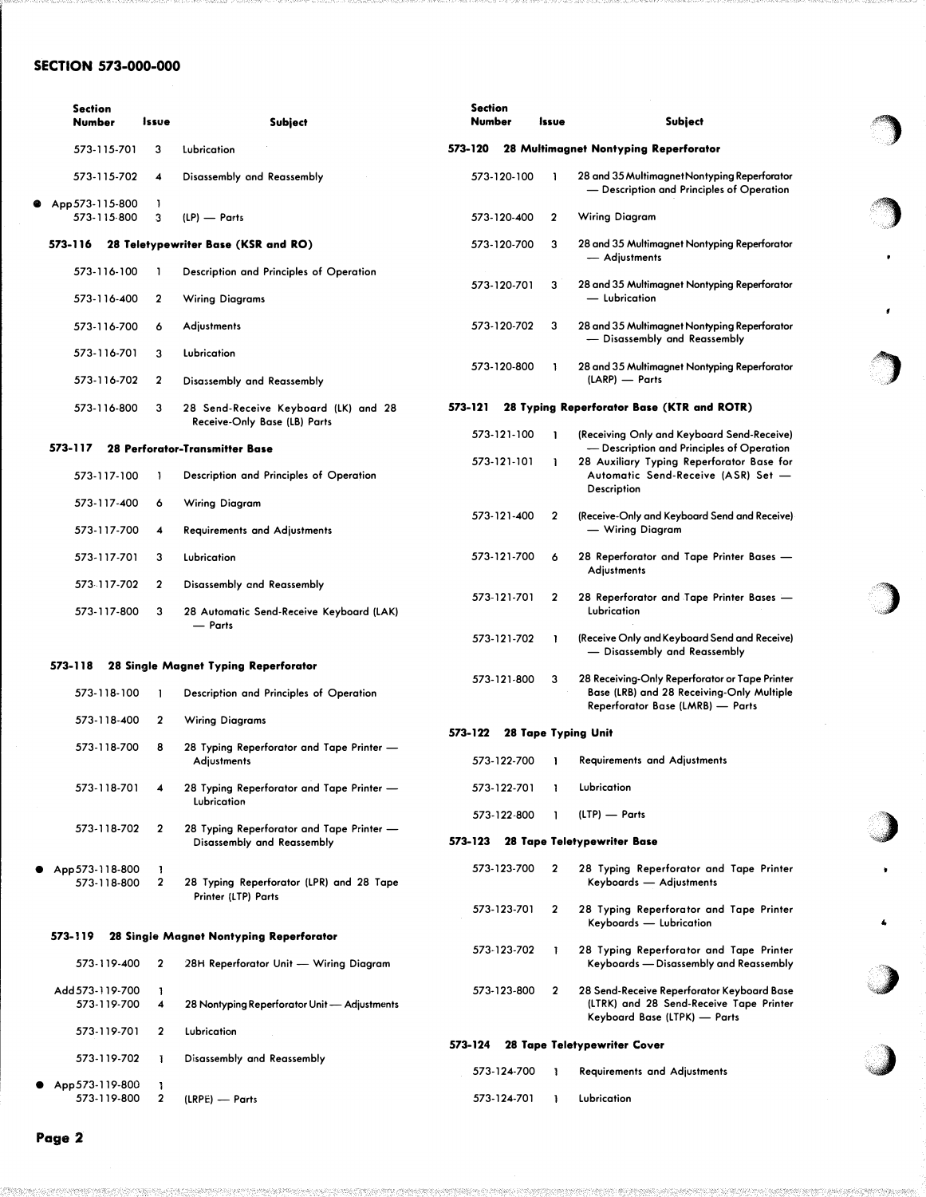## SECTION 573-000-000

| Section Number | Issue | Subject |
|---|---|---|
| 573-115-701 | 3 | Lubrication |
| 573-115-702 | 4 | Disassembly and Reassembly |
| ● App 573-115-800 | 1 | |
| 573-115-800 | 3 | (LP) — Parts |
| **573-116** | | **28 Teletypewriter Base (KSR and RO)** |
| 573-116-100 | 1 | Description and Principles of Operation |
| 573-116-400 | 2 | Wiring Diagrams |
| 573-116-700 | 6 | Adjustments |
| 573-116-701 | 3 | Lubrication |
| 573-116-702 | 2 | Disassembly and Reassembly |
| 573-116-800 | 3 | 28 Send-Receive Keyboard (LK) and 28 Receive-Only Base (LB) Parts |
| **573-117** | | **28 Perforator-Transmitter Base** |
| 573-117-100 | 1 | Description and Principles of Operation |
| 573-117-400 | 6 | Wiring Diagram |
| 573-117-700 | 4 | Requirements and Adjustments |
| 573-117-701 | 3 | Lubrication |
| 573-117-702 | 2 | Disassembly and Reassembly |
| 573-117-800 | 3 | 28 Automatic Send-Receive Keyboard (LAK) — Parts |
| **573-118** | | **28 Single Magnet Typing Reperforator** |
| 573-118-100 | 1 | Description and Principles of Operation |
| 573-118-400 | 2 | Wiring Diagrams |
| 573-118-700 | 8 | 28 Typing Reperforator and Tape Printer — Adjustments |
| 573-118-701 | 4 | 28 Typing Reperforator and Tape Printer — Lubrication |
| 573-118-702 | 2 | 28 Typing Reperforator and Tape Printer — Disassembly and Reassembly |
| ● App 573-118-800 | 1 | |
| 573-118-800 | 2 | 28 Typing Reperforator (LPR) and 28 Tape Printer (LTP) Parts |
| **573-119** | | **28 Single Magnet Nontyping Reperforator** |
| 573-119-400 | 2 | 28H Reperforator Unit — Wiring Diagram |
| Add 573-119-700 | 1 | |
| 573-119-700 | 4 | 28 Nontyping Reperforator Unit — Adjustments |
| 573-119-701 | 2 | Lubrication |
| 573-119-702 | 1 | Disassembly and Reassembly |
| ● App 573-119-800 | 1 | |
| 573-119-800 | 2 | (LRPE) — Parts |
| **573-120** | | **28 Multimagnet Nontyping Reperforator** |
| 573-120-100 | 1 | 28 and 35 Multimagnet Nontyping Reperforator — Description and Principles of Operation |
| 573-120-400 | 2 | Wiring Diagram |
| 573-120-700 | 3 | 28 and 35 Multimagnet Nontyping Reperforator — Adjustments |
| 573-120-701 | 3 | 28 and 35 Multimagnet Nontyping Reperforator — Lubrication |
| 573-120-702 | 3 | 28 and 35 Multimagnet Nontyping Reperforator — Disassembly and Reassembly |
| 573-120-800 | 1 | 28 and 35 Multimagnet Nontyping Reperforator (LARP) — Parts |
| **573-121** | | **28 Typing Reperforator Base (KTR and ROTR)** |
| 573-121-100 | 1 | (Receiving Only and Keyboard Send-Receive) — Description and Principles of Operation |
| 573-121-101 | 1 | 28 Auxiliary Typing Reperforator Base for Automatic Send-Receive (ASR) Set — Description |
| 573-121-400 | 2 | (Receive-Only and Keyboard Send and Receive) — Wiring Diagram |
| 573-121-700 | 6 | 28 Reperforator and Tape Printer Bases — Adjustments |
| 573-121-701 | 2 | 28 Reperforator and Tape Printer Bases — Lubrication |
| 573-121-702 | 1 | (Receive Only and Keyboard Send and Receive) — Disassembly and Reassembly |
| 573-121-800 | 3 | 28 Receiving-Only Reperforator or Tape Printer Base (LRB) and 28 Receiving-Only Multiple Reperforator Base (LMRB) — Parts |
| **573-122** | | **28 Tape Typing Unit** |
| 573-122-700 | 1 | Requirements and Adjustments |
| 573-122-701 | 1 | Lubrication |
| 573-122-800 | 1 | (LTP) — Parts |
| **573-123** | | **28 Tape Teletypewriter Base** |
| 573-123-700 | 2 | 28 Typing Reperforator and Tape Printer Keyboards — Adjustments |
| 573-123-701 | 2 | 28 Typing Reperforator and Tape Printer Keyboards — Lubrication |
| 573-123-702 | 1 | 28 Typing Reperforator and Tape Printer Keyboards — Disassembly and Reassembly |
| 573-123-800 | 2 | 28 Send-Receive Reperforator Keyboard Base (LTRK) and 28 Send-Receive Tape Printer Keyboard Base (LTPK) — Parts |
| **573-124** | | **28 Tape Teletypewriter Cover** |
| 573-124-700 | 1 | Requirements and Adjustments |
| 573-124-701 | 1 | Lubrication |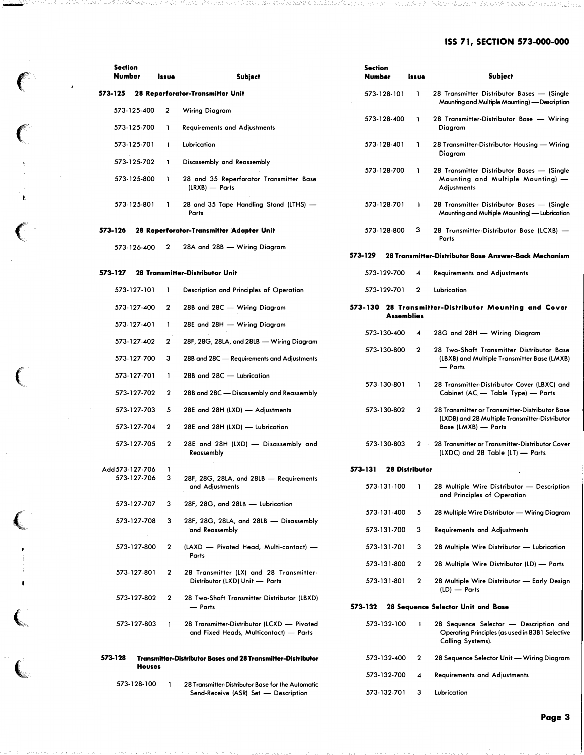| Section Number | Issue | Subject |
|---|---|---|
| **573-125** | | **28 Reperforator-Transmitter Unit** |
| 573-125-400 | 2 | Wiring Diagram |
| 573-125-700 | 1 | Requirements and Adjustments |
| 573-125-701 | 1 | Lubrication |
| 573-125-702 | 1 | Disassembly and Reassembly |
| 573-125-800 | 1 | 28 and 35 Reperforator Transmitter Base (LRXB) — Parts |
| 573-125-801 | 1 | 28 and 35 Tape Handling Stand (LTHS) — Parts |
| **573-126** | | **28 Reperforator-Transmitter Adapter Unit** |
| 573-126-400 | 2 | 28A and 28B — Wiring Diagram |
| **573-127** | | **28 Transmitter-Distributor Unit** |
| 573-127-101 | 1 | Description and Principles of Operation |
| 573-127-400 | 2 | 28B and 28C — Wiring Diagram |
| 573-127-401 | 1 | 28E and 28H — Wiring Diagram |
| 573-127-402 | 2 | 28F, 28G, 28LA, and 28LB — Wiring Diagram |
| 573-127-700 | 3 | 28B and 28C — Requirements and Adjustments |
| 573-127-701 | 1 | 28B and 28C — Lubrication |
| 573-127-702 | 2 | 28B and 28C — Disassembly and Reassembly |
| 573-127-703 | 5 | 28E and 28H (LXD) — Adjustments |
| 573-127-704 | 2 | 28E and 28H (LXD) — Lubrication |
| 573-127-705 | 2 | 28E and 28H (LXD) — Disassembly and Reassembly |
| Add 573-127-706 | 1 | |
| 573-127-706 | 3 | 28F, 28G, 28LA, and 28LB — Requirements and Adjustments |
| 573-127-707 | 3 | 28F, 28G, and 28LB — Lubrication |
| 573-127-708 | 3 | 28F, 28G, 28LA, and 28LB — Disassembly and Reassembly |
| 573-127-800 | 2 | (LAXD — Pivoted Head, Multi-contact) — Parts |
| 573-127-801 | 2 | 28 Transmitter (LX) and 28 Transmitter-Distributor (LXD) Unit — Parts |
| 573-127-802 | 2 | 28 Two-Shaft Transmitter Distributor (LBXD) — Parts |
| 573-127-803 | 1 | 28 Transmitter-Distributor (LCXD — Pivoted and Fixed Heads, Multicontact) — Parts |
| **573-128** | | **Transmitter-Distributor Bases and 28 Transmitter-Distributor Houses** |
| 573-128-100 | 1 | 28 Transmitter-Distributor Base for the Automatic Send-Receive (ASR) Set — Description |
| 573-128-101 | 1 | 28 Transmitter Distributor Bases — (Single Mounting and Multiple Mounting) — Description |
| 573-128-400 | 1 | 28 Transmitter-Distributor Base — Wiring Diagram |
| 573-128-401 | 1 | 28 Transmitter-Distributor Housing — Wiring Diagram |
| 573-128-700 | 1 | 28 Transmitter Distributor Bases — (Single Mounting and Multiple Mounting) — Adjustments |
| 573-128-701 | 1 | 28 Transmitter Distributor Bases — (Single Mounting and Multiple Mounting) — Lubrication |
| 573-128-800 | 3 | 28 Transmitter-Distributor Base (LCXB) — Parts |
| **573-129** | | **28 Transmitter-Distributor Base Answer-Back Mechanism** |
| 573-129-700 | 4 | Requirements and Adjustments |
| 573-129-701 | 2 | Lubrication |
| **573-130** | | **28 Transmitter-Distributor Mounting and Cover Assemblies** |
| 573-130-400 | 4 | 28G and 28H — Wiring Diagram |
| 573-130-800 | 2 | 28 Two-Shaft Transmitter Distributor Base (LBXB) and Multiple Transmitter Base (LMXB) — Parts |
| 573-130-801 | 1 | 28 Transmitter-Distributor Cover (LBXC) and Cabinet (AC — Table Type) — Parts |
| 573-130-802 | 2 | 28 Transmitter or Transmitter-Distributor Base (LXDB) and 28 Multiple Transmitter-Distributor Base (LMXB) — Parts |
| 573-130-803 | 2 | 28 Transmitter or Transmitter-Distributor Cover (LXDC) and 28 Table (LT) — Parts |
| **573-131** | | **28 Distributor** |
| 573-131-100 | 1 | 28 Multiple Wire Distributor — Description and Principles of Operation |
| 573-131-400 | 5 | 28 Multiple Wire Distributor — Wiring Diagram |
| 573-131-700 | 3 | Requirements and Adjustments |
| 573-131-701 | 3 | 28 Multiple Wire Distributor — Lubrication |
| 573-131-800 | 2 | 28 Multiple Wire Distributor (LD) — Parts |
| 573-131-801 | 2 | 28 Multiple Wire Distributor — Early Design (LD) — Parts |
| **573-132** | | **28 Sequence Selector Unit and Base** |
| 573-132-100 | 1 | 28 Sequence Selector — Description and Operating Principles (as used in 83B1 Selective Calling Systems). |
| 573-132-400 | 2 | 28 Sequence Selector Unit — Wiring Diagram |
| 573-132-700 | 4 | Requirements and Adjustments |
| 573-132-701 | 3 | Lubrication |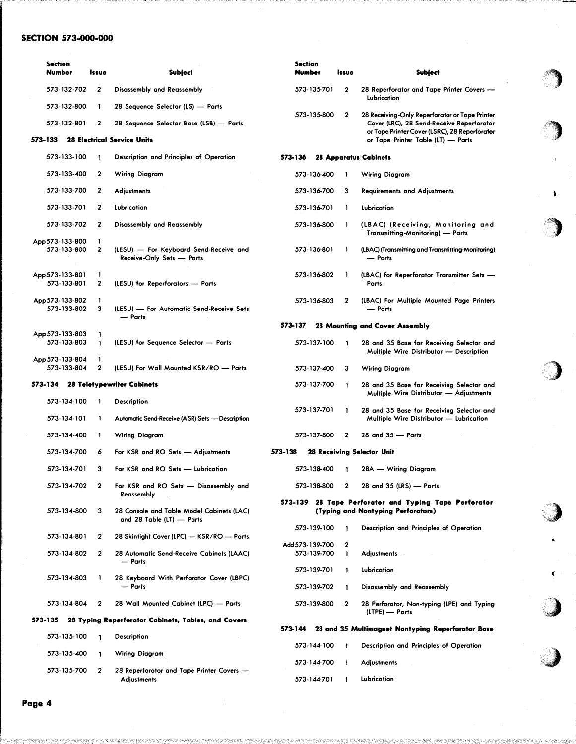## SECTION 573-000-000

| Section Number | Issue | Subject |
|---|---|---|
| 573-132-702 | 2 | Disassembly and Reassembly |
| 573-132-800 | 1 | 28 Sequence Selector (LS) — Parts |
| 573-132-801 | 2 | 28 Sequence Selector Base (LSB) — Parts |

**573-133 28 Electrical Service Units**

| Section Number | Issue | Subject |
|---|---|---|
| 573-133-100 | 1 | Description and Principles of Operation |
| 573-133-400 | 2 | Wiring Diagram |
| 573-133-700 | 2 | Adjustments |
| 573-133-701 | 2 | Lubrication |
| 573-133-702 | 2 | Disassembly and Reassembly |
| App 573-133-800 | 1 | |
| 573-133-800 | 2 | (LESU) — For Keyboard Send-Receive and Receive-Only Sets — Parts |
| App 573-133-801 | 1 | |
| 573-133-801 | 2 | (LESU) for Reperforators — Parts |
| App 573-133-802 | 1 | |
| 573-133-802 | 3 | (LESU) — For Automatic Send-Receive Sets — Parts |
| App 573-133-803 | 1 | |
| 573-133-803 | 1 | (LESU) for Sequence Selector — Parts |
| App 573-133-804 | 1 | |
| 573-133-804 | 2 | (LESU) For Wall Mounted KSR/RO — Parts |

**573-134 28 Teletypewriter Cabinets**

| Section Number | Issue | Subject |
|---|---|---|
| 573-134-100 | 1 | Description |
| 573-134-101 | 1 | Automatic Send-Receive (ASR) Sets — Description |
| 573-134-400 | 1 | Wiring Diagram |
| 573-134-700 | 6 | For KSR and RO Sets — Adjustments |
| 573-134-701 | 3 | For KSR and RO Sets — Lubrication |
| 573-134-702 | 2 | For KSR and RO Sets — Disassembly and Reassembly |
| 573-134-800 | 3 | 28 Console and Table Model Cabinets (LAC) and 28 Table (LT) — Parts |
| 573-134-801 | 2 | 28 Skintight Cover (LPC) — KSR/RO — Parts |
| 573-134-802 | 2 | 28 Automatic Send-Receive Cabinets (LAAC) — Parts |
| 573-134-803 | 1 | 28 Keyboard With Perforator Cover (LBPC) — Parts |
| 573-134-804 | 2 | 28 Wall Mounted Cabinet (LPC) — Parts |

**573-135 28 Typing Reperforator Cabinets, Tables, and Covers**

| Section Number | Issue | Subject |
|---|---|---|
| 573-135-100 | 1 | Description |
| 573-135-400 | 1 | Wiring Diagram |
| 573-135-700 | 2 | 28 Reperforator and Tape Printer Covers — Adjustments |
| 573-135-701 | 2 | 28 Reperforator and Tape Printer Covers — Lubrication |
| 573-135-800 | 2 | 28 Receiving-Only Reperforator or Tape Printer Cover (LRC), 28 Send-Receive Reperforator or Tape Printer Cover (LSRC), 28 Reperforator or Tape Printer Table (LT) — Parts |

**573-136 28 Apparatus Cabinets**

| Section Number | Issue | Subject |
|---|---|---|
| 573-136-400 | 1 | Wiring Diagram |
| 573-136-700 | 3 | Requirements and Adjustments |
| 573-136-701 | 1 | Lubrication |
| 573-136-800 | 1 | (LBAC) (Receiving, Monitoring and Transmitting-Monitoring) — Parts |
| 573-136-801 | 1 | (LBAC) (Transmitting and Transmitting-Monitoring) — Parts |
| 573-136-802 | 1 | (LBAC) for Reperforator Transmitter Sets — Parts |
| 573-136-803 | 2 | (LBAC) For Multiple Mounted Page Printers — Parts |

**573-137 28 Mounting and Cover Assembly**

| Section Number | Issue | Subject |
|---|---|---|
| 573-137-100 | 1 | 28 and 35 Base for Receiving Selector and Multiple Wire Distributor — Description |
| 573-137-400 | 3 | Wiring Diagram |
| 573-137-700 | 1 | 28 and 35 Base for Receiving Selector and Multiple Wire Distributor — Adjustments |
| 573-137-701 | 1 | 28 and 35 Base for Receiving Selector and Multiple Wire Distributor — Lubrication |
| 573-137-800 | 2 | 28 and 35 — Parts |

**573-138 28 Receiving Selector Unit**

| Section Number | Issue | Subject |
|---|---|---|
| 573-138-400 | 1 | 28A — Wiring Diagram |
| 573-138-800 | 2 | 28 and 35 (LRS) — Parts |

**573-139 28 Tape Perforator and Typing Tape Perforator (Typing and Nontyping Perforators)**

| Section Number | Issue | Subject |
|---|---|---|
| 573-139-100 | 1 | Description and Principles of Operation |
| Add 573-139-700 | 2 | |
| 573-139-700 | 1 | Adjustments |
| 573-139-701 | 1 | Lubrication |
| 573-139-702 | 1 | Disassembly and Reassembly |
| 573-139-800 | 2 | 28 Perforator, Non-typing (LPE) and Typing (LTPE) — Parts |

**573-144 28 and 35 Multimagnet Nontyping Reperforator Base**

| Section Number | Issue | Subject |
|---|---|---|
| 573-144-100 | 1 | Description and Principles of Operation |
| 573-144-700 | 1 | Adjustments |
| 573-144-701 | 1 | Lubrication |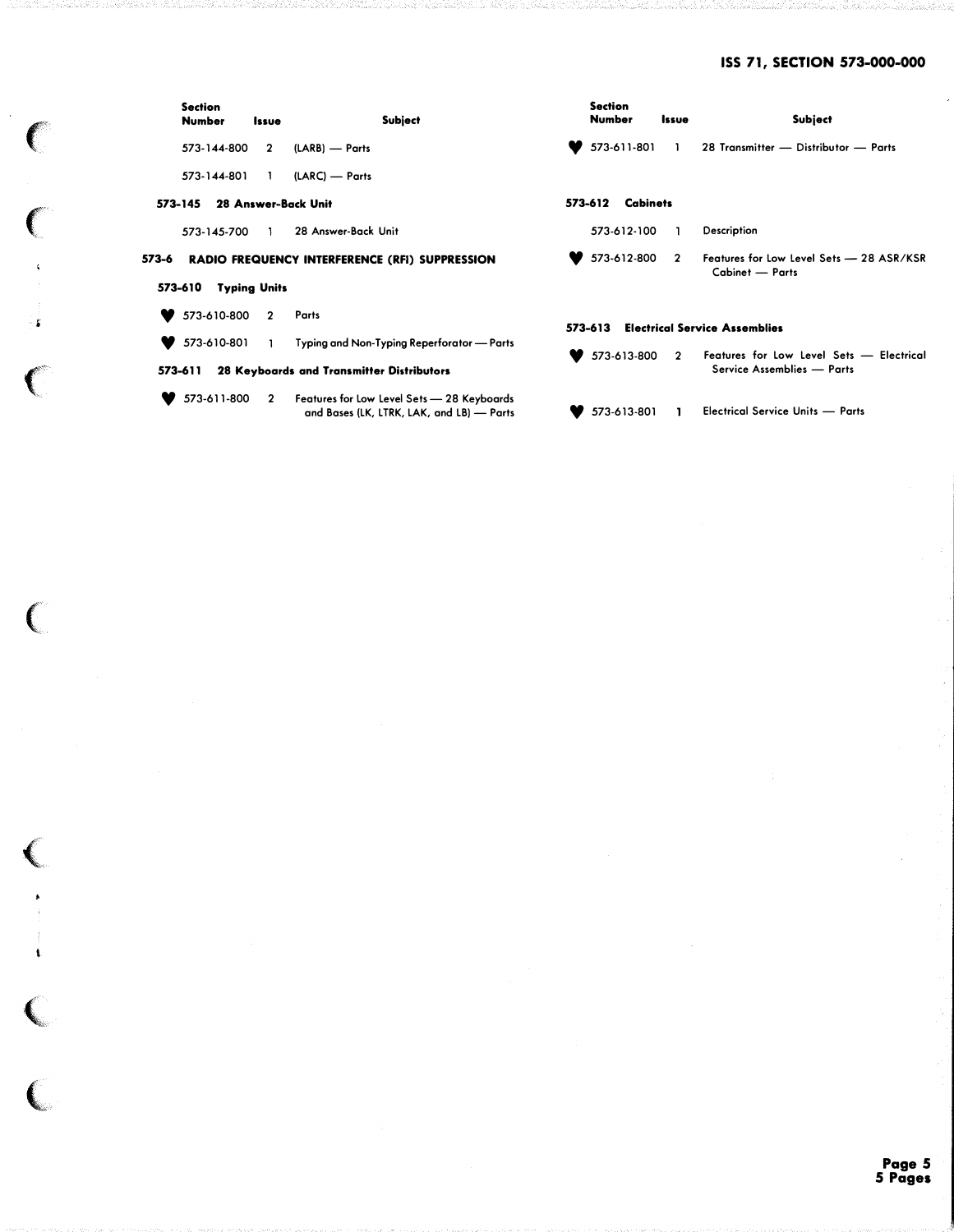| Section Number | Issue | Subject |
|---|---|---|
| 573-144-800 | 2 | (LARB) — Parts |
| 573-144-801 | 1 | (LARC) — Parts |

**573-145 28 Answer-Back Unit**

| Section Number | Issue | Subject |
|---|---|---|
| 573-145-700 | 1 | 28 Answer-Back Unit |

## 573-6 RADIO FREQUENCY INTERFERENCE (RFI) SUPPRESSION

**573-610 Typing Units**

| Section Number | Issue | Subject |
|---|---|---|
| ♥ 573-610-800 | 2 | Parts |
| ♥ 573-610-801 | 1 | Typing and Non-Typing Reperforator — Parts |

**573-611 28 Keyboards and Transmitter Distributors**

| Section Number | Issue | Subject |
|---|---|---|
| ♥ 573-611-800 | 2 | Features for Low Level Sets — 28 Keyboards and Bases (LK, LTRK, LAK, and LB) — Parts |
| ♥ 573-611-801 | 1 | 28 Transmitter — Distributor — Parts |

**573-612 Cabinets**

| Section Number | Issue | Subject |
|---|---|---|
| 573-612-100 | 1 | Description |
| ♥ 573-612-800 | 2 | Features for Low Level Sets — 28 ASR/KSR Cabinet — Parts |

**573-613 Electrical Service Assemblies**

| Section Number | Issue | Subject |
|---|---|---|
| ♥ 573-613-800 | 2 | Features for Low Level Sets — Electrical Service Assemblies — Parts |
| ♥ 573-613-801 | 1 | Electrical Service Units — Parts |